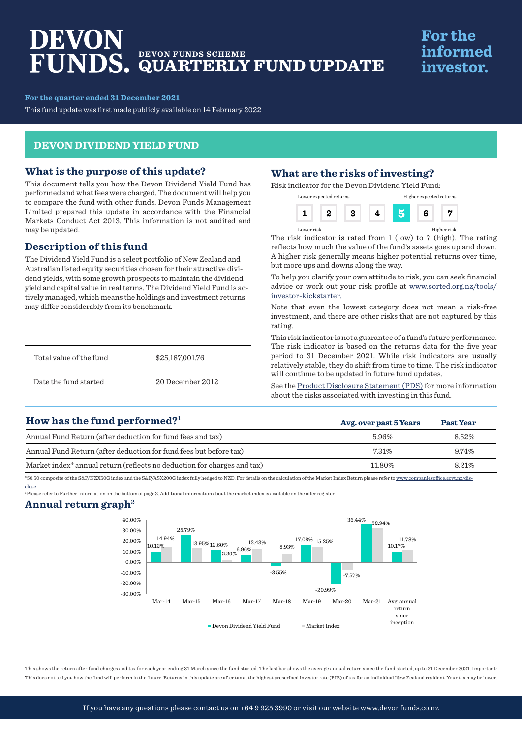# DEVON FUNDS.

## DEVON FUNDS SCHEME QUARTERLY FUND UPDATE

**For the informed investor.**

**For the quarter ended 31 December 2021**

This fund update was first made publicly available on 14 February 2022

## DEVON DIVIDEND YIELD FUND

### What is the purpose of this update?

This document tells you how the Devon Dividend Yield Fund has performed and what fees were charged. The document will help you to compare the fund with other funds. Devon Funds Management Limited prepared this update in accordance with the Financial Markets Conduct Act 2013. This information is not audited and may be updated.

### Description of this fund

The Dividend Yield Fund is a select portfolio of New Zealand and Australian listed equity securities chosen for their attractive dividend yields, with some growth prospects to maintain the dividend yield and capital value in real terms. The Dividend Yield Fund is actively managed, which means the holdings and investment returns may differ considerably from its benchmark.

| | |
|---|---|
| Total value of the fund | $25,187,001.76 |
| Date the fund started | 20 December 2012 |

### What are the risks of investing?

Risk indicator for the Devon Dividend Yield Fund:

Lower expected returns — Higher expected returns

| 1 | 2 | 3 | 4 | **5** | 6 | 7 |
|---|---|---|---|---|---|---|

Lower risk — Higher risk

The risk indicator is rated from 1 (low) to 7 (high). The rating reflects how much the value of the fund's assets goes up and down. A higher risk generally means higher potential returns over time, but more ups and downs along the way.

To help you clarify your own attitude to risk, you can seek financial advice or work out your risk profile at www.sorted.org.nz/tools/investor-kickstarter.

Note that even the lowest category does not mean a risk-free investment, and there are other risks that are not captured by this rating.

This risk indicator is not a guarantee of a fund's future performance. The risk indicator is based on the returns data for the five year period to 31 December 2021. While risk indicators are usually relatively stable, they do shift from time to time. The risk indicator will continue to be updated in future fund updates.

See the Product Disclosure Statement (PDS) for more information about the risks associated with investing in this fund.

### How has the fund performed?[1]

| | Avg. over past 5 Years | Past Year |
|---|---|---|
| Annual Fund Return (after deduction for fund fees and tax) | 5.96% | 8.52% |
| Annual Fund Return (after deduction for fund fees but before tax) | 7.31% | 9.74% |
| Market index* annual return (reflects no deduction for charges and tax) | 11.80% | 8.21% |

*50:50 composite of the S&P/NZX50G index and the S&P/ASX200G index fully hedged to NZD. For details on the calculation of the Market Index Return please refer to www.companiesoffice.govt.nz/disclose

[1]Please refer to Further Information on the bottom of page 2. Additional information about the market index is available on the offer register.

### Annual return graph[2]

| | Devon Dividend Yield Fund | Market Index |
|---|---|---|
| Mar-14 | 10.12% | 14.94% |
| Mar-15 | 25.79% | 13.95% |
| Mar-16 | 12.60% | 2.39% |
| Mar-17 | 6.96% | 13.43% |
| Mar-18 | -3.55% | 8.93% |
| Mar-19 | 17.08% | 15.25% |
| Mar-20 | -20.99% | -7.57% |
| Mar-21 | 36.44% | 32.94% |
| Avg. annual return since inception | 10.17% | 11.78% |

This shows the return after fund charges and tax for each year ending 31 March since the fund started. The last bar shows the average annual return since the fund started, up to 31 December 2021. Important: This does not tell you how the fund will perform in the future. Returns in this update are after tax at the highest prescribed investor rate (PIR) of tax for an individual New Zealand resident. Your tax may be lower.

If you have any questions please contact us on +64 9 925 3990 or visit our website www.devonfunds.co.nz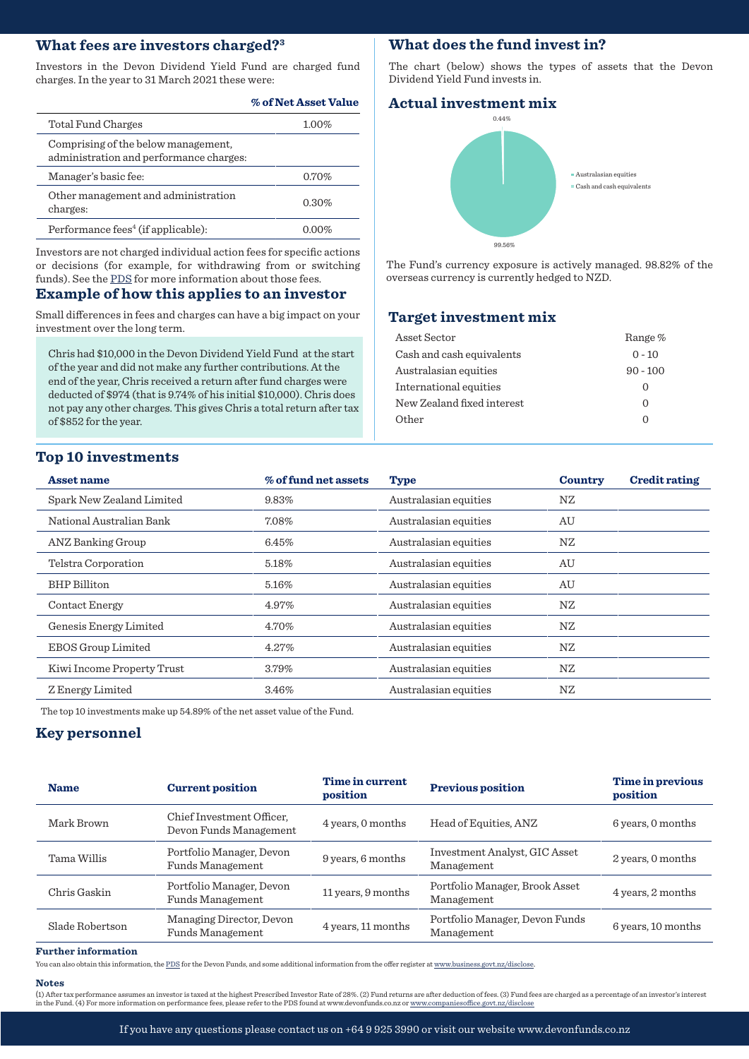## What fees are investors charged?[3]

Investors in the Devon Dividend Yield Fund are charged fund charges. In the year to 31 March 2021 these were:

| | % of Net Asset Value |
|---|---|
| Total Fund Charges | 1.00% |
| Comprising of the below management, administration and performance charges: | |
| Manager's basic fee: | 0.70% |
| Other management and administration charges: | 0.30% |
| Performance fees[4] (if applicable): | 0.00% |

Investors are not charged individual action fees for specific actions or decisions (for example, for withdrawing from or switching funds). See the PDS for more information about those fees.

## Example of how this applies to an investor

Small differences in fees and charges can have a big impact on your investment over the long term.

Chris had $10,000 in the Devon Dividend Yield Fund at the start of the year and did not make any further contributions. At the end of the year, Chris received a return after fund charges were deducted of $974 (that is 9.74% of his initial $10,000). Chris does not pay any other charges. This gives Chris a total return after tax of $852 for the year.

## What does the fund invest in?

The chart (below) shows the types of assets that the Devon Dividend Yield Fund invests in.

### Actual investment mix

0.44%

Australasian equities

Cash and cash equivalents

99.56%

The Fund's currency exposure is actively managed. 98.82% of the overseas currency is currently hedged to NZD.

### Target investment mix

| Asset Sector | Range % |
|---|---|
| Cash and cash equivalents | 0 - 10 |
| Australasian equities | 90 - 100 |
| International equities | 0 |
| New Zealand fixed interest | 0 |
| Other | 0 |

## Top 10 investments

| Asset name | % of fund net assets | Type | Country | Credit rating |
|---|---|---|---|---|
| Spark New Zealand Limited | 9.83% | Australasian equities | NZ | |
| National Australian Bank | 7.08% | Australasian equities | AU | |
| ANZ Banking Group | 6.45% | Australasian equities | NZ | |
| Telstra Corporation | 5.18% | Australasian equities | AU | |
| BHP Billiton | 5.16% | Australasian equities | AU | |
| Contact Energy | 4.97% | Australasian equities | NZ | |
| Genesis Energy Limited | 4.70% | Australasian equities | NZ | |
| EBOS Group Limited | 4.27% | Australasian equities | NZ | |
| Kiwi Income Property Trust | 3.79% | Australasian equities | NZ | |
| Z Energy Limited | 3.46% | Australasian equities | NZ | |

The top 10 investments make up 54.89% of the net asset value of the Fund.

## Key personnel

| Name | Current position | Time in current position | Previous position | Time in previous position |
|---|---|---|---|---|
| Mark Brown | Chief Investment Officer, Devon Funds Management | 4 years, 0 months | Head of Equities, ANZ | 6 years, 0 months |
| Tama Willis | Portfolio Manager, Devon Funds Management | 9 years, 6 months | Investment Analyst, GIC Asset Management | 2 years, 0 months |
| Chris Gaskin | Portfolio Manager, Devon Funds Management | 11 years, 9 months | Portfolio Manager, Brook Asset Management | 4 years, 2 months |
| Slade Robertson | Managing Director, Devon Funds Management | 4 years, 11 months | Portfolio Manager, Devon Funds Management | 6 years, 10 months |

**Further information**

You can also obtain this information, the PDS for the Devon Funds, and some additional information from the offer register at www.business.govt.nz/disclose.

**Notes**

(1) After tax performance assumes an investor is taxed at the highest Prescribed Investor Rate of 28%. (2) Fund returns are after deduction of fees. (3) Fund fees are charged as a percentage of an investor's interest in the Fund. (4) For more information on performance fees, please refer to the PDS found at www.devonfunds.co.nz or www.companiesoffice.govt.nz/disclose

If you have any questions please contact us on +64 9 925 3990 or visit our website www.devonfunds.co.nz